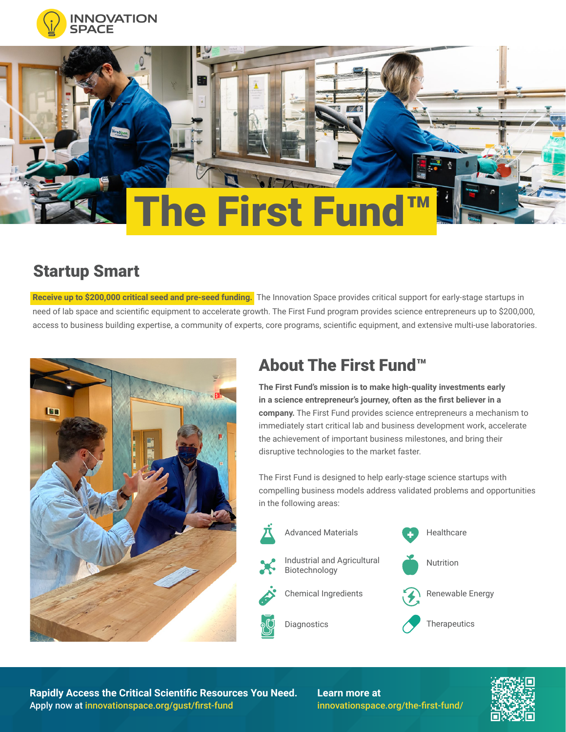INNOVATION SPACE

# The First Fund™

## Startup Smart

**Receive up to $200,000 critical seed and pre-seed funding.** The Innovation Space provides critical support for early-stage startups in need of lab space and scientific equipment to accelerate growth. The First Fund program provides science entrepreneurs up to $200,000, access to business building expertise, a community of experts, core programs, scientific equipment, and extensive multi-use laboratories.

## About The First Fund™

**The First Fund's mission is to make high-quality investments early in a science entrepreneur's journey, often as the first believer in a company.** The First Fund provides science entrepreneurs a mechanism to immediately start critical lab and business development work, accelerate the achievement of important business milestones, and bring their disruptive technologies to the market faster.

The First Fund is designed to help early-stage science startups with compelling business models address validated problems and opportunities in the following areas:

- Advanced Materials
- Industrial and Agricultural Biotechnology
- Chemical Ingredients
- Diagnostics
- Healthcare
- Nutrition
- Renewable Energy
- Therapeutics

**Rapidly Access the Critical Scientific Resources You Need.**
Apply now at innovationspace.org/gust/first-fund

**Learn more at**
innovationspace.org/the-first-fund/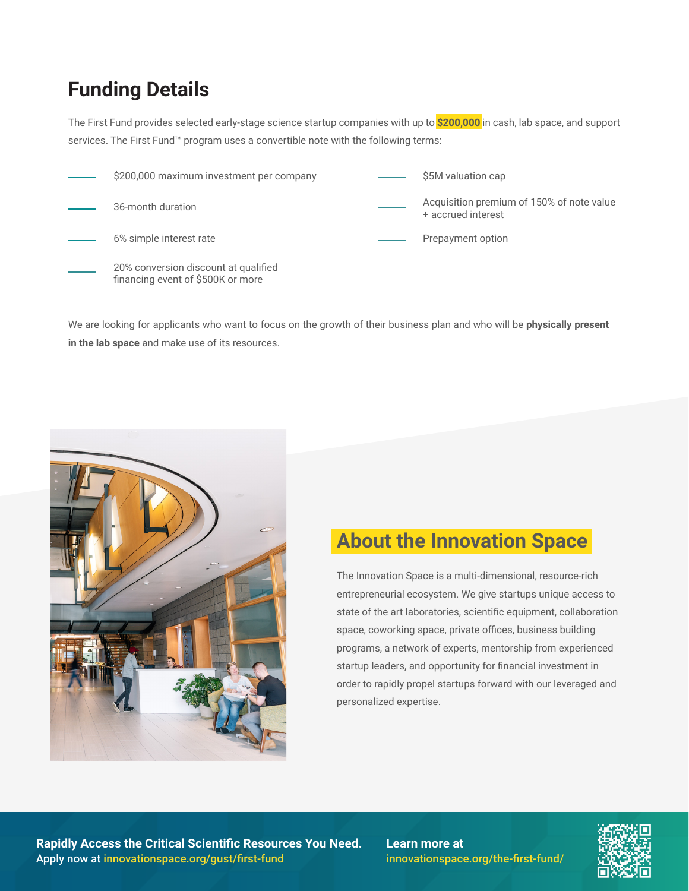## Funding Details

The First Fund provides selected early-stage science startup companies with up to **$200,000** in cash, lab space, and support services. The First Fund™ program uses a convertible note with the following terms:

- $200,000 maximum investment per company
- 36-month duration
- 6% simple interest rate
- 20% conversion discount at qualified financing event of $500K or more
- $5M valuation cap
- Acquisition premium of 150% of note value + accrued interest
- Prepayment option

We are looking for applicants who want to focus on the growth of their business plan and who will be **physically present in the lab space** and make use of its resources.

## About the Innovation Space

The Innovation Space is a multi-dimensional, resource-rich entrepreneurial ecosystem. We give startups unique access to state of the art laboratories, scientific equipment, collaboration space, coworking space, private offices, business building programs, a network of experts, mentorship from experienced startup leaders, and opportunity for financial investment in order to rapidly propel startups forward with our leveraged and personalized expertise.

**Rapidly Access the Critical Scientific Resources You Need.**
Apply now at innovationspace.org/gust/first-fund

**Learn more at**
innovationspace.org/the-first-fund/